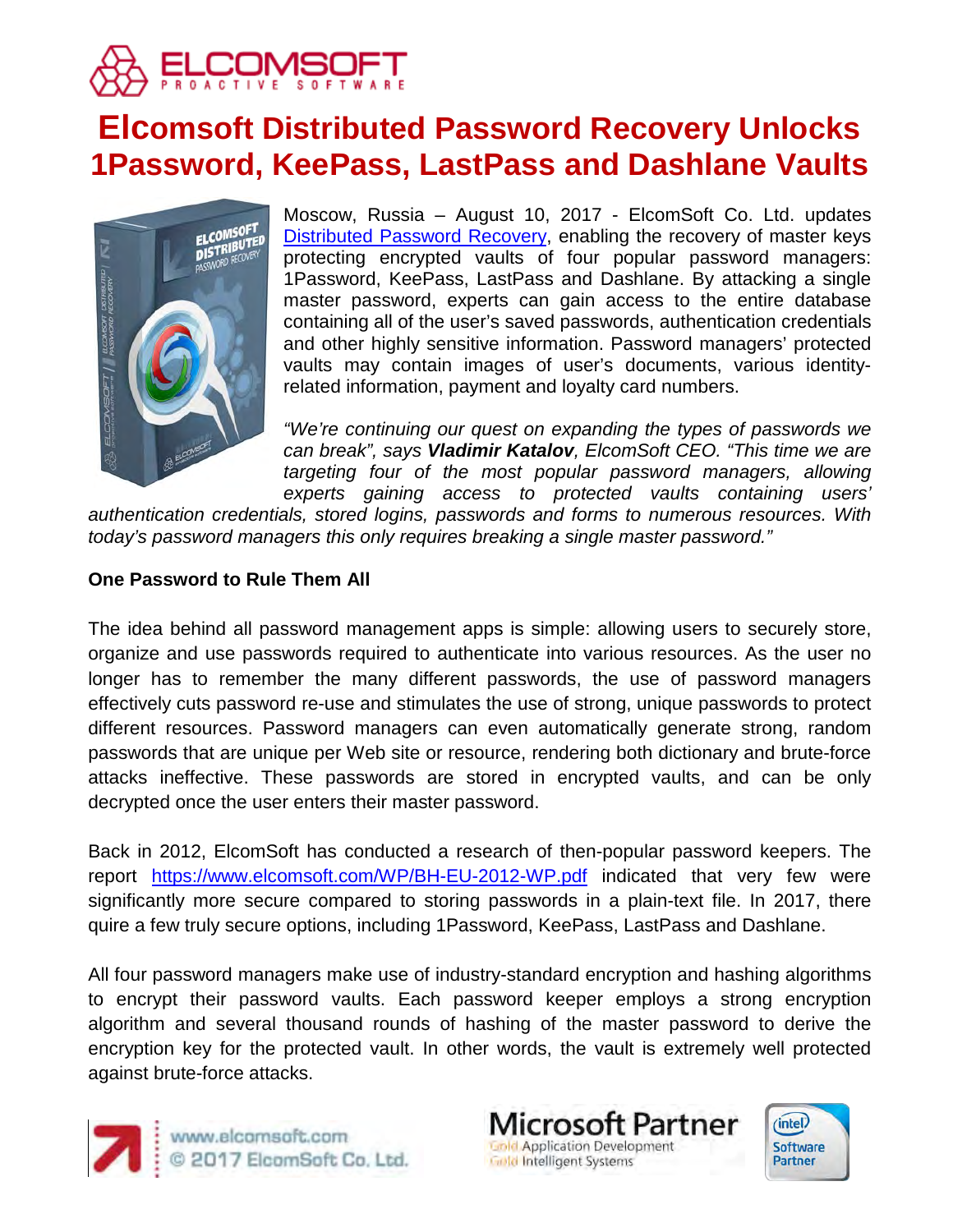# Elcomsoft Distributed Password Recovery Unlocks 1Password, KeePass, LastPass and Dashlane Vaults

Moscow, Russia – August 10, 2017 - ElcomSoft Co. Ltd. updates [Distributed Password Recovery](#), enabling the recovery of master keys protecting encrypted vaults of four popular password managers: 1Password, KeePass, LastPass and Dashlane. By attacking a single master password, experts can gain access to the entire database containing all of the user's saved passwords, authentication credentials and other highly sensitive information. Password managers' protected vaults may contain images of user's documents, various identity-related information, payment and loyalty card numbers.

*"We're continuing our quest on expanding the types of passwords we can break", says* ***Vladimir Katalov****, ElcomSoft CEO. "This time we are targeting four of the most popular password managers, allowing experts gaining access to protected vaults containing users' authentication credentials, stored logins, passwords and forms to numerous resources. With today's password managers this only requires breaking a single master password."*

**One Password to Rule Them All**

The idea behind all password management apps is simple: allowing users to securely store, organize and use passwords required to authenticate into various resources. As the user no longer has to remember the many different passwords, the use of password managers effectively cuts password re-use and stimulates the use of strong, unique passwords to protect different resources. Password managers can even automatically generate strong, random passwords that are unique per Web site or resource, rendering both dictionary and brute-force attacks ineffective. These passwords are stored in encrypted vaults, and can be only decrypted once the user enters their master password.

Back in 2012, ElcomSoft has conducted a research of then-popular password keepers. The report https://www.elcomsoft.com/WP/BH-EU-2012-WP.pdf indicated that very few were significantly more secure compared to storing passwords in a plain-text file. In 2017, there quire a few truly secure options, including 1Password, KeePass, LastPass and Dashlane.

All four password managers make use of industry-standard encryption and hashing algorithms to encrypt their password vaults. Each password keeper employs a strong encryption algorithm and several thousand rounds of hashing of the master password to derive the encryption key for the protected vault. In other words, the vault is extremely well protected against brute-force attacks.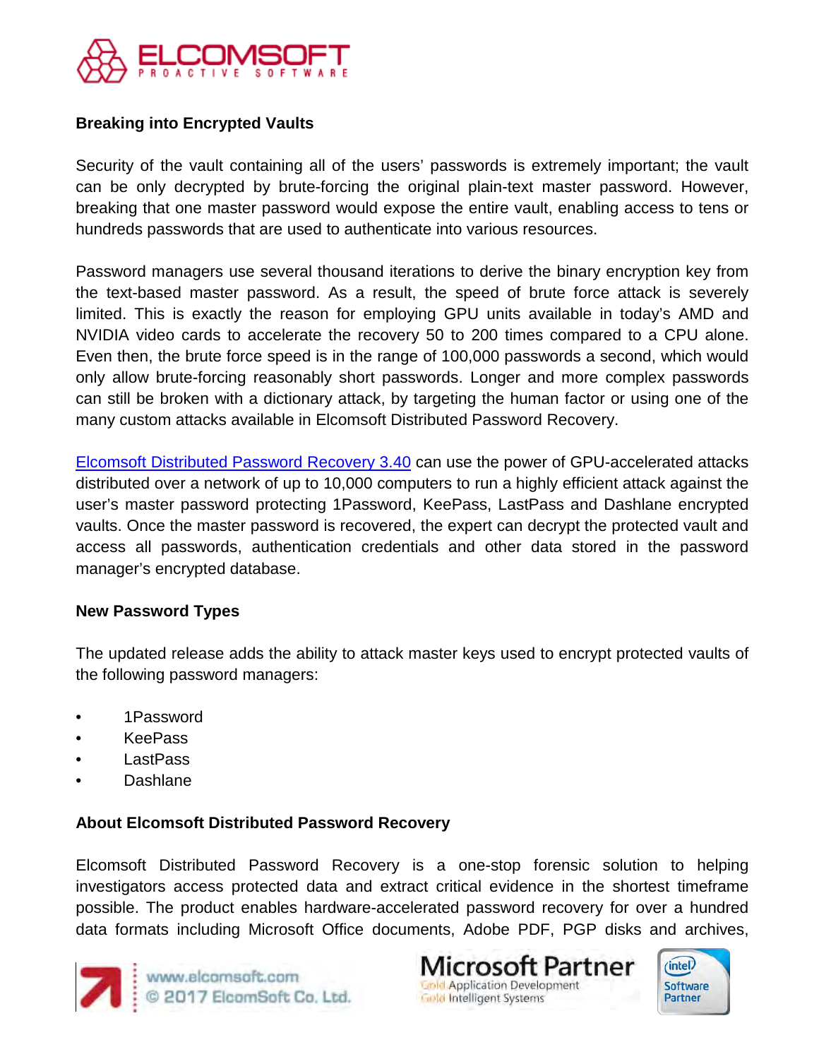## Breaking into Encrypted Vaults

Security of the vault containing all of the users' passwords is extremely important; the vault can be only decrypted by brute-forcing the original plain-text master password. However, breaking that one master password would expose the entire vault, enabling access to tens or hundreds passwords that are used to authenticate into various resources.

Password managers use several thousand iterations to derive the binary encryption key from the text-based master password. As a result, the speed of brute force attack is severely limited. This is exactly the reason for employing GPU units available in today's AMD and NVIDIA video cards to accelerate the recovery 50 to 200 times compared to a CPU alone. Even then, the brute force speed is in the range of 100,000 passwords a second, which would only allow brute-forcing reasonably short passwords. Longer and more complex passwords can still be broken with a dictionary attack, by targeting the human factor or using one of the many custom attacks available in Elcomsoft Distributed Password Recovery.

Elcomsoft Distributed Password Recovery 3.40 can use the power of GPU-accelerated attacks distributed over a network of up to 10,000 computers to run a highly efficient attack against the user's master password protecting 1Password, KeePass, LastPass and Dashlane encrypted vaults. Once the master password is recovered, the expert can decrypt the protected vault and access all passwords, authentication credentials and other data stored in the password manager's encrypted database.

## New Password Types

The updated release adds the ability to attack master keys used to encrypt protected vaults of the following password managers:

- 1Password
- KeePass
- LastPass
- Dashlane

## About Elcomsoft Distributed Password Recovery

Elcomsoft Distributed Password Recovery is a one-stop forensic solution to helping investigators access protected data and extract critical evidence in the shortest timeframe possible. The product enables hardware-accelerated password recovery for over a hundred data formats including Microsoft Office documents, Adobe PDF, PGP disks and archives,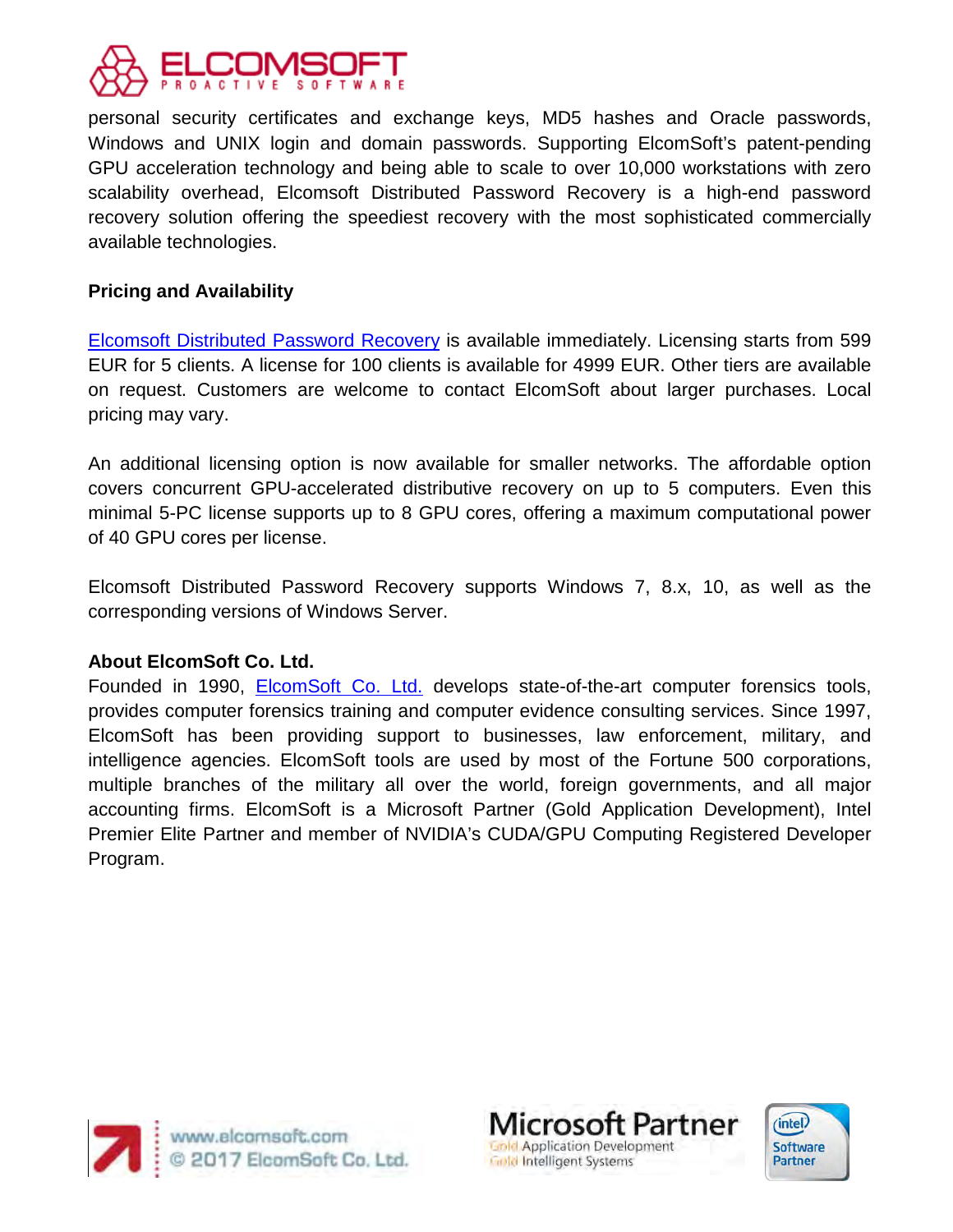personal security certificates and exchange keys, MD5 hashes and Oracle passwords, Windows and UNIX login and domain passwords. Supporting ElcomSoft's patent-pending GPU acceleration technology and being able to scale to over 10,000 workstations with zero scalability overhead, Elcomsoft Distributed Password Recovery is a high-end password recovery solution offering the speediest recovery with the most sophisticated commercially available technologies.

**Pricing and Availability**

Elcomsoft Distributed Password Recovery is available immediately. Licensing starts from 599 EUR for 5 clients. A license for 100 clients is available for 4999 EUR. Other tiers are available on request. Customers are welcome to contact ElcomSoft about larger purchases. Local pricing may vary.

An additional licensing option is now available for smaller networks. The affordable option covers concurrent GPU-accelerated distributive recovery on up to 5 computers. Even this minimal 5-PC license supports up to 8 GPU cores, offering a maximum computational power of 40 GPU cores per license.

Elcomsoft Distributed Password Recovery supports Windows 7, 8.x, 10, as well as the corresponding versions of Windows Server.

**About ElcomSoft Co. Ltd.**

Founded in 1990, ElcomSoft Co. Ltd. develops state-of-the-art computer forensics tools, provides computer forensics training and computer evidence consulting services. Since 1997, ElcomSoft has been providing support to businesses, law enforcement, military, and intelligence agencies. ElcomSoft tools are used by most of the Fortune 500 corporations, multiple branches of the military all over the world, foreign governments, and all major accounting firms. ElcomSoft is a Microsoft Partner (Gold Application Development), Intel Premier Elite Partner and member of NVIDIA's CUDA/GPU Computing Registered Developer Program.

www.elcomsoft.com
© 2017 ElcomSoft Co. Ltd.

Microsoft Partner
Gold Application Development
Gold Intelligent Systems

intel Software Partner